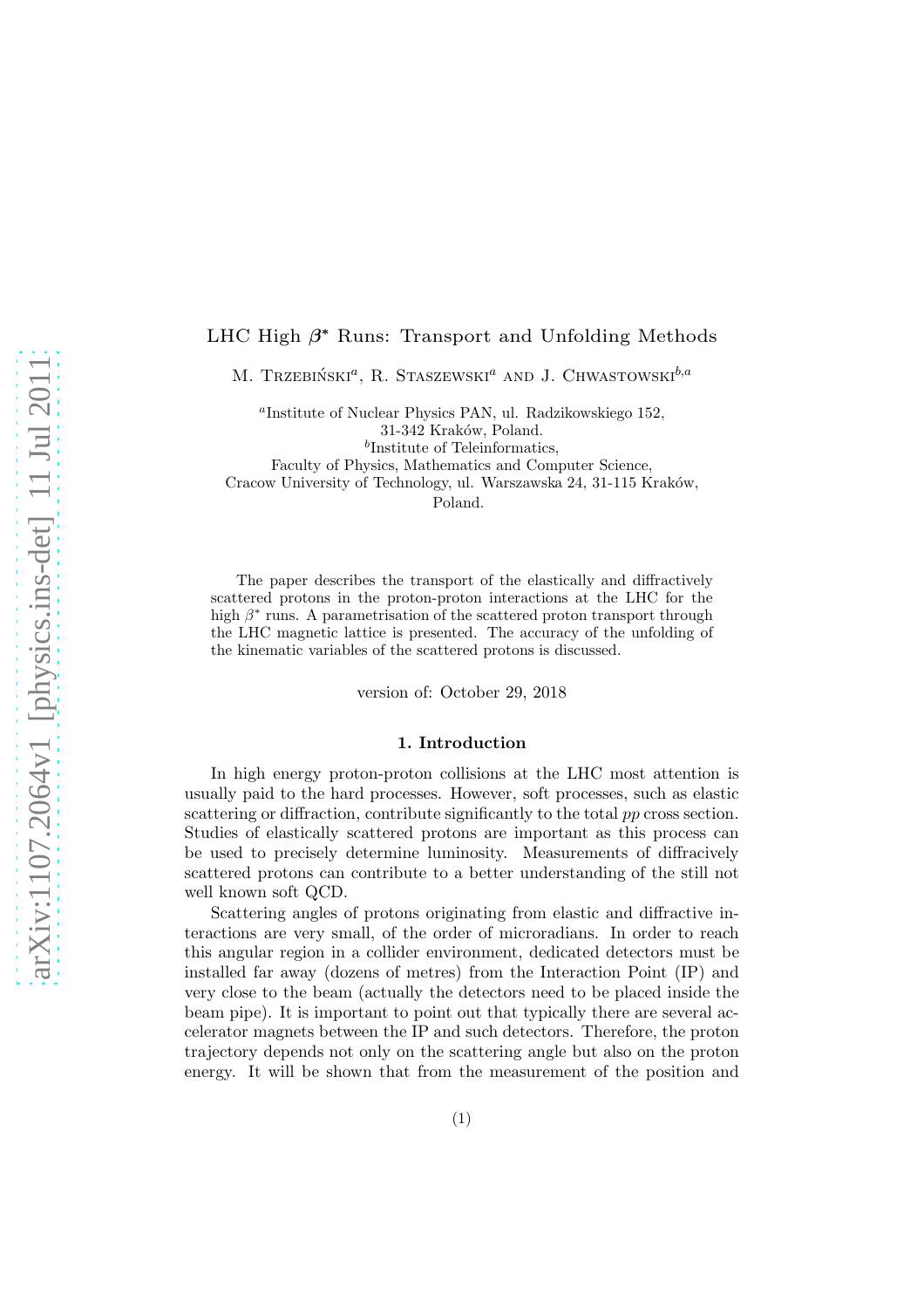# LHC High $\beta^*$ Runs: Transport and Unfolding Methods

M. Trzebiński[a], R. Staszewski[a] and J. Chwastowski[b,a]

[a]Institute of Nuclear Physics PAN, ul. Radzikowskiego 152, 31-342 Kraków, Poland.

[b]Institute of Teleinformatics, Faculty of Physics, Mathematics and Computer Science, Cracow University of Technology, ul. Warszawska 24, 31-115 Kraków, Poland.

The paper describes the transport of the elastically and diffractively scattered protons in the proton-proton interactions at the LHC for the high $\beta^*$ runs. A parametrisation of the scattered proton transport through the LHC magnetic lattice is presented. The accuracy of the unfolding of the kinematic variables of the scattered protons is discussed.

version of: October 29, 2018

## 1. Introduction

In high energy proton-proton collisions at the LHC most attention is usually paid to the hard processes. However, soft processes, such as elastic scattering or diffraction, contribute significantly to the total *pp* cross section. Studies of elastically scattered protons are important as this process can be used to precisely determine luminosity. Measurements of diffracively scattered protons can contribute to a better understanding of the still not well known soft QCD.

Scattering angles of protons originating from elastic and diffractive interactions are very small, of the order of microradians. In order to reach this angular region in a collider environment, dedicated detectors must be installed far away (dozens of metres) from the Interaction Point (IP) and very close to the beam (actually the detectors need to be placed inside the beam pipe). It is important to point out that typically there are several accelerator magnets between the IP and such detectors. Therefore, the proton trajectory depends not only on the scattering angle but also on the proton energy. It will be shown that from the measurement of the position and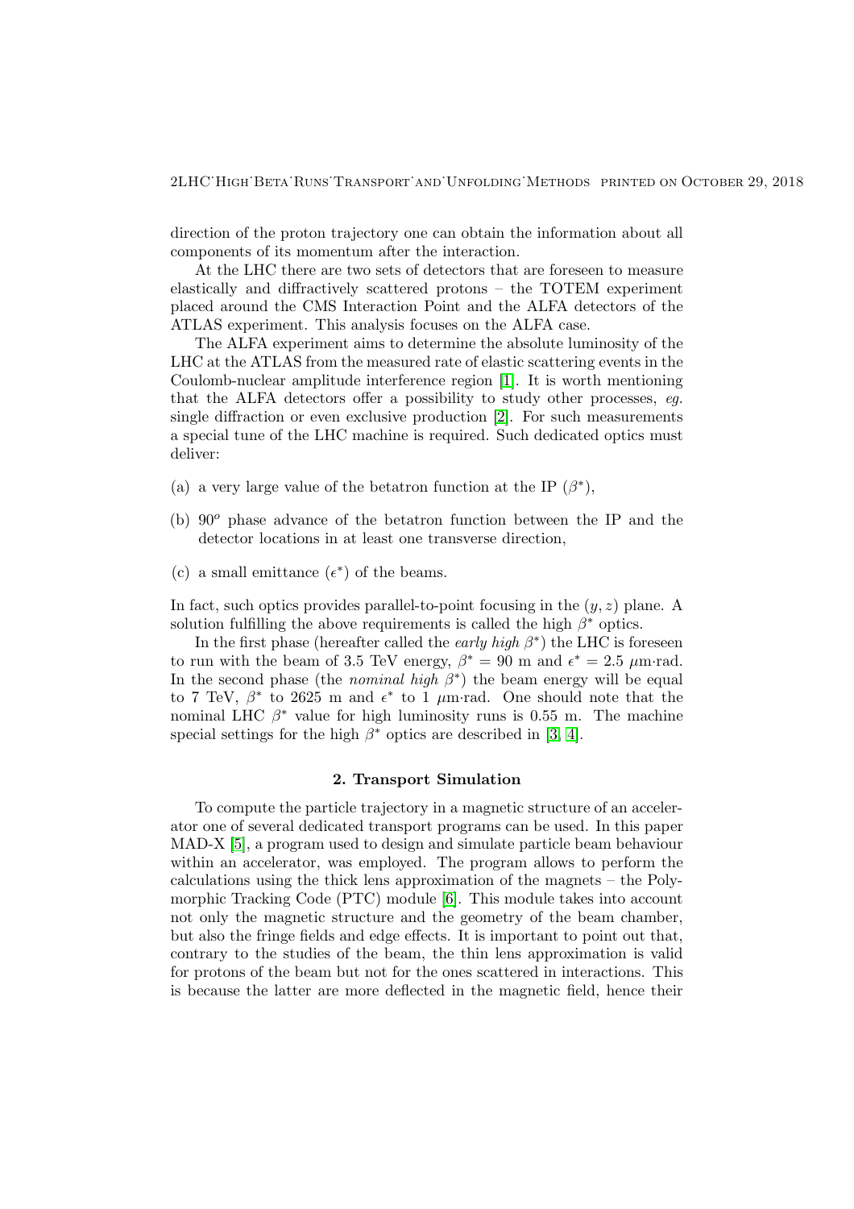direction of the proton trajectory one can obtain the information about all components of its momentum after the interaction.

At the LHC there are two sets of detectors that are foreseen to measure elastically and diffractively scattered protons – the TOTEM experiment placed around the CMS Interaction Point and the ALFA detectors of the ATLAS experiment. This analysis focuses on the ALFA case.

The ALFA experiment aims to determine the absolute luminosity of the LHC at the ATLAS from the measured rate of elastic scattering events in the Coulomb-nuclear amplitude interference region [1]. It is worth mentioning that the ALFA detectors offer a possibility to study other processes, *eg.* single diffraction or even exclusive production [2]. For such measurements a special tune of the LHC machine is required. Such dedicated optics must deliver:

(a) a very large value of the betatron function at the IP ($\beta^*$),

(b) $90^o$ phase advance of the betatron function between the IP and the detector locations in at least one transverse direction,

(c) a small emittance ($\epsilon^*$) of the beams.

In fact, such optics provides parallel-to-point focusing in the $(y, z)$ plane. A solution fulfilling the above requirements is called the high $\beta^*$ optics.

In the first phase (hereafter called the *early high* $\beta^*$) the LHC is foreseen to run with the beam of 3.5 TeV energy, $\beta^* = 90$ m and $\epsilon^* = 2.5$ $\mu$m·rad. In the second phase (the *nominal high* $\beta^*$) the beam energy will be equal to 7 TeV, $\beta^*$ to 2625 m and $\epsilon^*$ to 1 $\mu$m·rad. One should note that the nominal LHC $\beta^*$ value for high luminosity runs is 0.55 m. The machine special settings for the high $\beta^*$ optics are described in [3, 4].

## 2. Transport Simulation

To compute the particle trajectory in a magnetic structure of an accelerator one of several dedicated transport programs can be used. In this paper MAD-X [5], a program used to design and simulate particle beam behaviour within an accelerator, was employed. The program allows to perform the calculations using the thick lens approximation of the magnets – the Polymorphic Tracking Code (PTC) module [6]. This module takes into account not only the magnetic structure and the geometry of the beam chamber, but also the fringe fields and edge effects. It is important to point out that, contrary to the studies of the beam, the thin lens approximation is valid for protons of the beam but not for the ones scattered in interactions. This is because the latter are more deflected in the magnetic field, hence their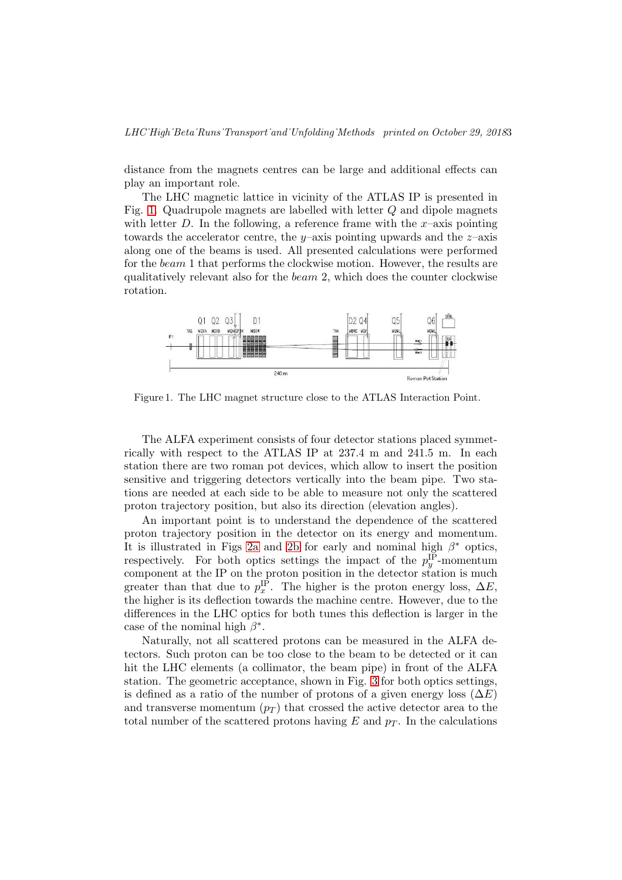distance from the magnets centres can be large and additional effects can play an important role.

The LHC magnetic lattice in vicinity of the ATLAS IP is presented in Fig. 1. Quadrupole magnets are labelled with letter $Q$ and dipole magnets with letter $D$. In the following, a reference frame with the $x$–axis pointing towards the accelerator centre, the $y$–axis pointing upwards and the $z$–axis along one of the beams is used. All presented calculations were performed for the *beam* 1 that performs the clockwise motion. However, the results are qualitatively relevant also for the *beam* 2, which does the counter clockwise rotation.

Figure 1. The LHC magnet structure close to the ATLAS Interaction Point.

The ALFA experiment consists of four detector stations placed symmetrically with respect to the ATLAS IP at 237.4 m and 241.5 m. In each station there are two roman pot devices, which allow to insert the position sensitive and triggering detectors vertically into the beam pipe. Two stations are needed at each side to be able to measure not only the scattered proton trajectory position, but also its direction (elevation angles).

An important point is to understand the dependence of the scattered proton trajectory position in the detector on its energy and momentum. It is illustrated in Figs 2a and 2b for early and nominal high $\beta^*$ optics, respectively. For both optics settings the impact of the $p_y^{\text{IP}}$-momentum component at the IP on the proton position in the detector station is much greater than that due to $p_x^{\text{IP}}$. The higher is the proton energy loss, $\Delta E$, the higher is its deflection towards the machine centre. However, due to the differences in the LHC optics for both tunes this deflection is larger in the case of the nominal high $\beta^*$.

Naturally, not all scattered protons can be measured in the ALFA detectors. Such proton can be too close to the beam to be detected or it can hit the LHC elements (a collimator, the beam pipe) in front of the ALFA station. The geometric acceptance, shown in Fig. 3 for both optics settings, is defined as a ratio of the number of protons of a given energy loss ($\Delta E$) and transverse momentum ($p_T$) that crossed the active detector area to the total number of the scattered protons having $E$ and $p_T$. In the calculations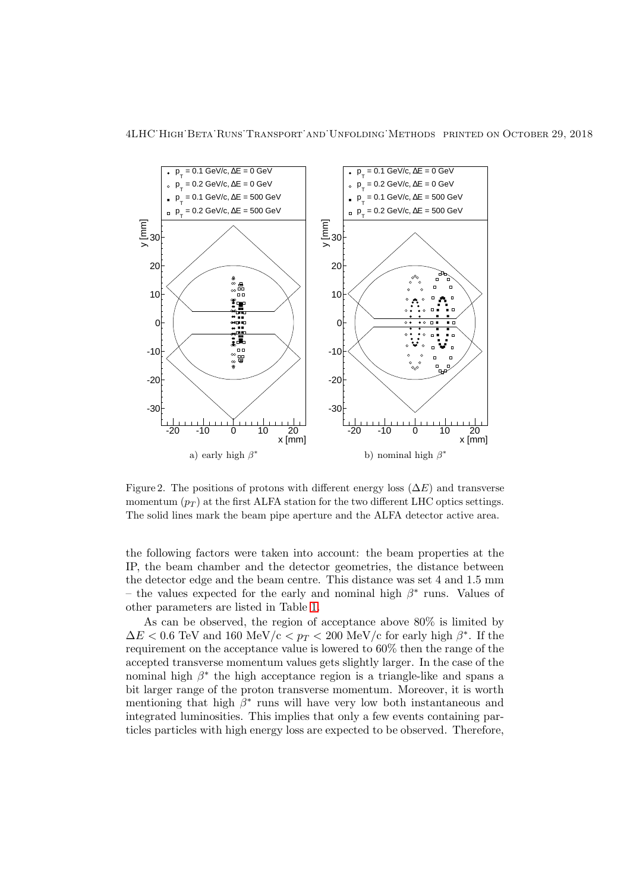Figure 2. The positions of protons with different energy loss ($\Delta E$) and transverse momentum ($p_T$) at the first ALFA station for the two different LHC optics settings. The solid lines mark the beam pipe aperture and the ALFA detector active area.

the following factors were taken into account: the beam properties at the IP, the beam chamber and the detector geometries, the distance between the detector edge and the beam centre. This distance was set 4 and 1.5 mm – the values expected for the early and nominal high $\beta^*$ runs. Values of other parameters are listed in Table 1.

As can be observed, the region of acceptance above 80% is limited by $\Delta E < 0.6$ TeV and 160 MeV/c $< p_T <$ 200 MeV/c for early high $\beta^*$. If the requirement on the acceptance value is lowered to 60% then the range of the accepted transverse momentum values gets slightly larger. In the case of the nominal high $\beta^*$ the high acceptance region is a triangle-like and spans a bit larger range of the proton transverse momentum. Moreover, it is worth mentioning that high $\beta^*$ runs will have very low both instantaneous and integrated luminosities. This implies that only a few events containing particles particles with high energy loss are expected to be observed. Therefore,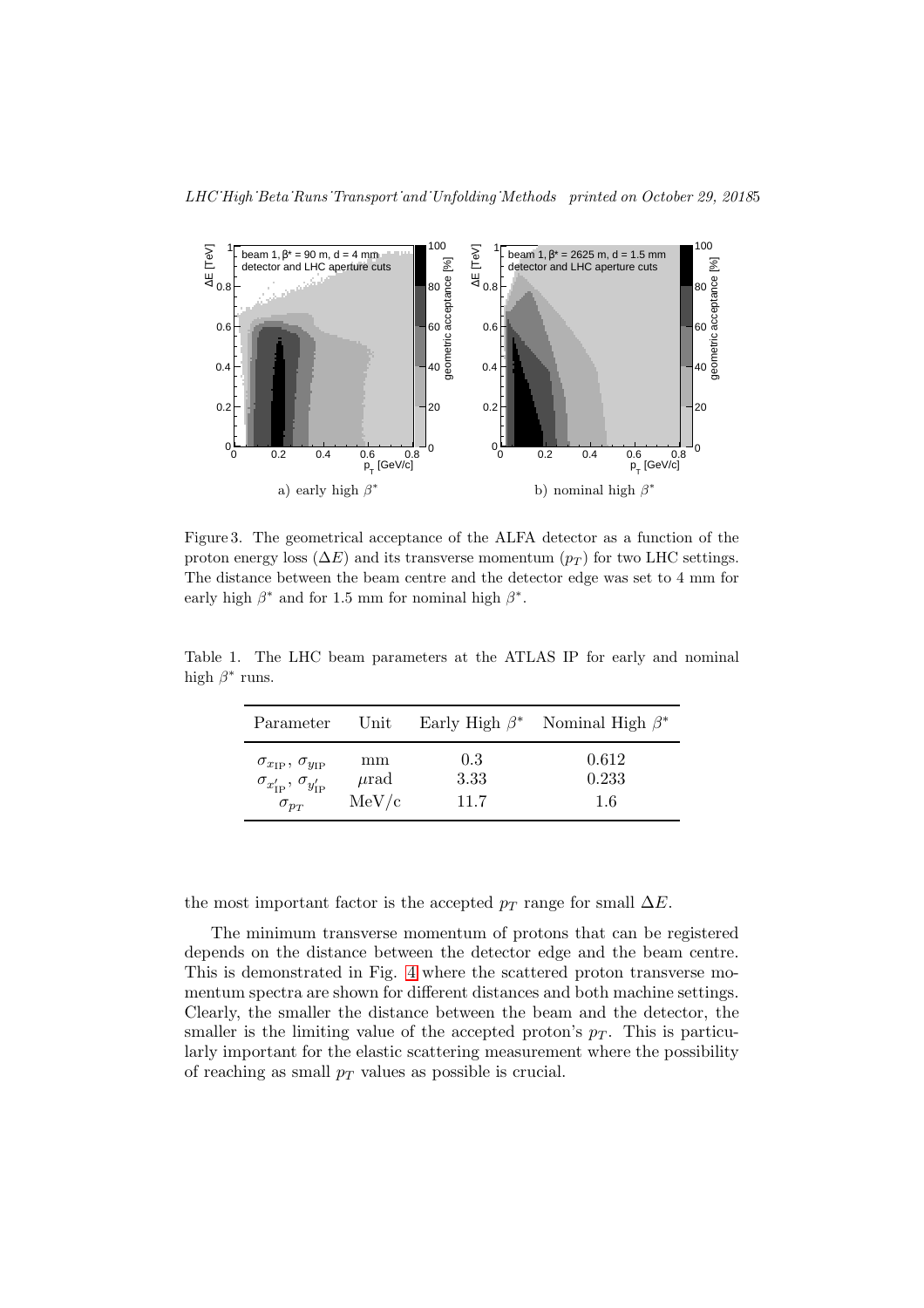a) early high $\beta^*$

b) nominal high $\beta^*$

Figure 3. The geometrical acceptance of the ALFA detector as a function of the proton energy loss ($\Delta E$) and its transverse momentum ($p_T$) for two LHC settings. The distance between the beam centre and the detector edge was set to 4 mm for early high $\beta^*$ and for 1.5 mm for nominal high $\beta^*$.

Table 1. The LHC beam parameters at the ATLAS IP for early and nominal high $\beta^*$ runs.

| Parameter | Unit | Early High $\beta^*$ | Nominal High $\beta^*$ |
| --- | --- | --- | --- |
| $\sigma_{x_{\rm IP}}$, $\sigma_{y_{\rm IP}}$ | mm | 0.3 | 0.612 |
| $\sigma_{x'_{\rm IP}}$, $\sigma_{y'_{\rm IP}}$ | $\mu$rad | 3.33 | 0.233 |
| $\sigma_{p_T}$ | MeV/c | 11.7 | 1.6 |

the most important factor is the accepted $p_T$ range for small $\Delta E$.

The minimum transverse momentum of protons that can be registered depends on the distance between the detector edge and the beam centre. This is demonstrated in Fig. 4 where the scattered proton transverse momentum spectra are shown for different distances and both machine settings. Clearly, the smaller the distance between the beam and the detector, the smaller is the limiting value of the accepted proton's $p_T$. This is particularly important for the elastic scattering measurement where the possibility of reaching as small $p_T$ values as possible is crucial.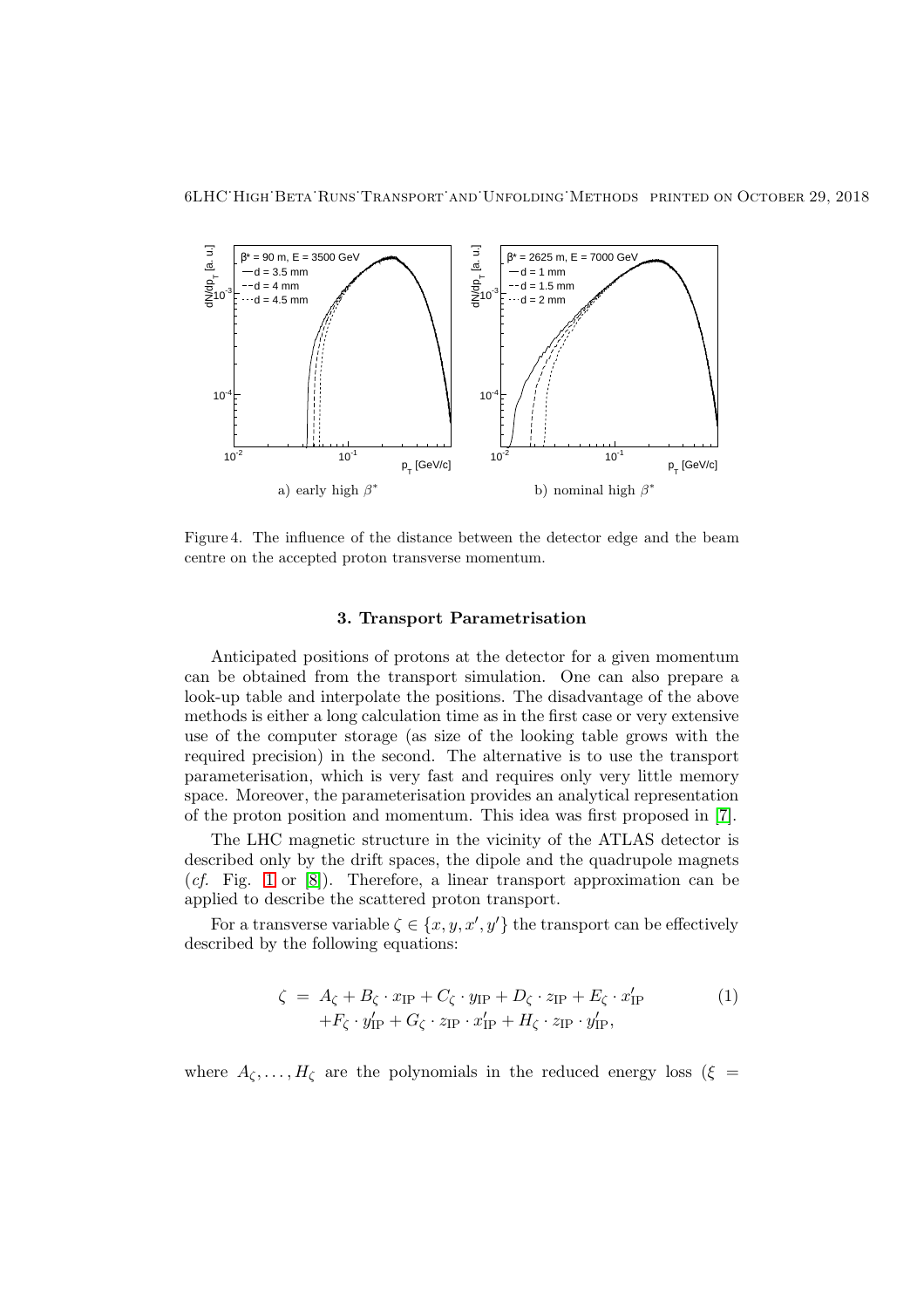a) early high $\beta^*$

b) nominal high $\beta^*$

Figure 4. The influence of the distance between the detector edge and the beam centre on the accepted proton transverse momentum.

## 3. Transport Parametrisation

Anticipated positions of protons at the detector for a given momentum can be obtained from the transport simulation. One can also prepare a look-up table and interpolate the positions. The disadvantage of the above methods is either a long calculation time as in the first case or very extensive use of the computer storage (as size of the looking table grows with the required precision) in the second. The alternative is to use the transport parameterisation, which is very fast and requires only very little memory space. Moreover, the parameterisation provides an analytical representation of the proton position and momentum. This idea was first proposed in [7].

The LHC magnetic structure in the vicinity of the ATLAS detector is described only by the drift spaces, the dipole and the quadrupole magnets (*cf.* Fig. 1 or [8]). Therefore, a linear transport approximation can be applied to describe the scattered proton transport.

For a transverse variable $\zeta \in \{x, y, x', y'\}$ the transport can be effectively described by the following equations:

$$
\begin{aligned}
\zeta \;=\; & A_\zeta + B_\zeta \cdot x_{\mathrm{IP}} + C_\zeta \cdot y_{\mathrm{IP}} + D_\zeta \cdot z_{\mathrm{IP}} + E_\zeta \cdot x'_{\mathrm{IP}} \\
& + F_\zeta \cdot y'_{\mathrm{IP}} + G_\zeta \cdot z_{\mathrm{IP}} \cdot x'_{\mathrm{IP}} + H_\zeta \cdot z_{\mathrm{IP}} \cdot y'_{\mathrm{IP}},
\end{aligned}
\tag{1}
$$

where $A_\zeta, \ldots, H_\zeta$ are the polynomials in the reduced energy loss ($\xi =$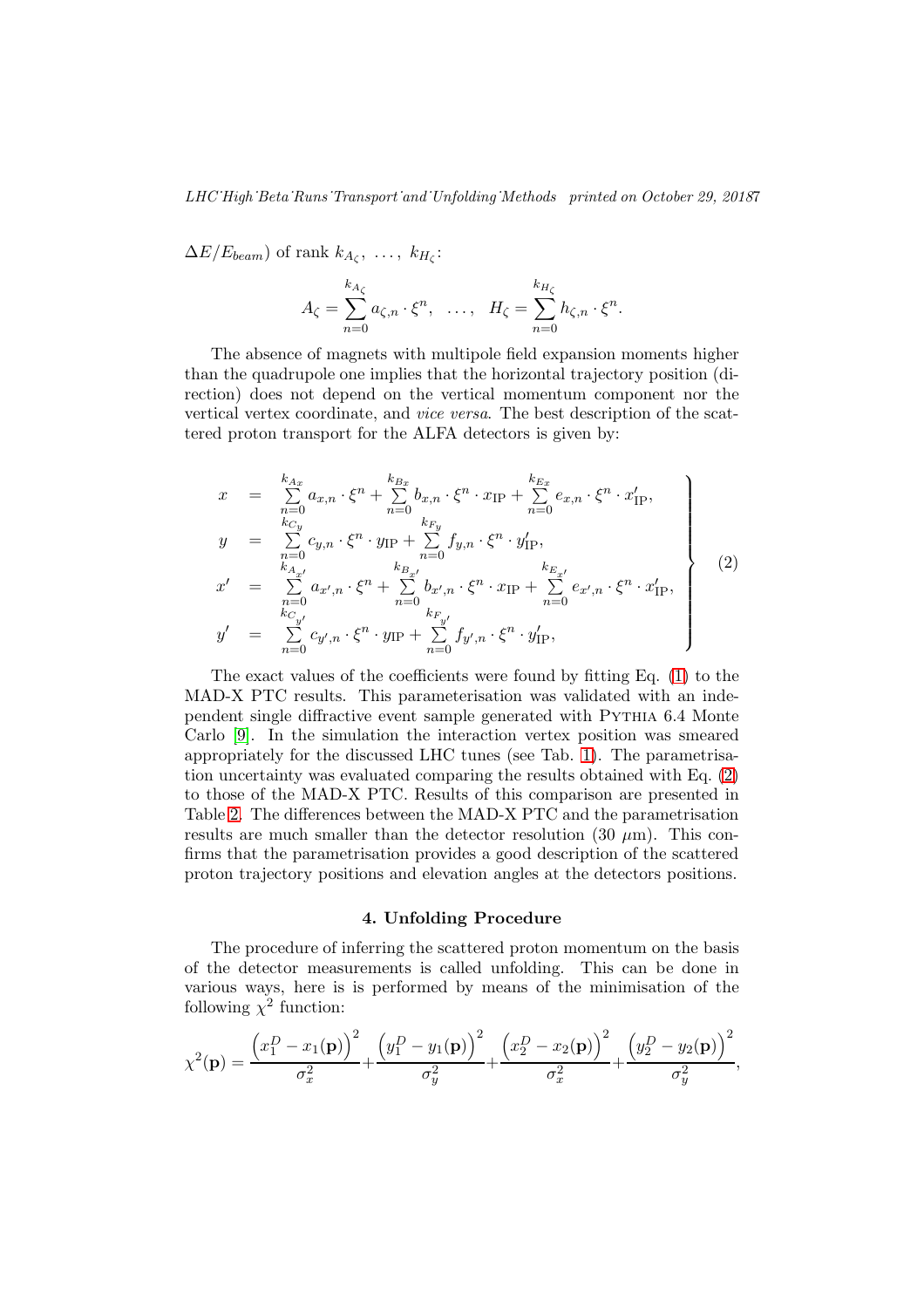$\Delta E/E_{beam}$) of rank $k_{A_\zeta},\ \ldots,\ k_{H_\zeta}$:

$$A_\zeta = \sum_{n=0}^{k_{A_\zeta}} a_{\zeta,n} \cdot \xi^n, \quad \ldots, \quad H_\zeta = \sum_{n=0}^{k_{H_\zeta}} h_{\zeta,n} \cdot \xi^n.$$

The absence of magnets with multipole field expansion moments higher than the quadrupole one implies that the horizontal trajectory position (direction) does not depend on the vertical momentum component nor the vertical vertex coordinate, and *vice versa*. The best description of the scattered proton transport for the ALFA detectors is given by:

$$\left.\begin{array}{rcl}
x &=& \sum\limits_{n=0}^{k_{A_x}} a_{x,n} \cdot \xi^n + \sum\limits_{n=0}^{k_{B_x}} b_{x,n} \cdot \xi^n \cdot x_{\rm IP} + \sum\limits_{n=0}^{k_{E_x}} e_{x,n} \cdot \xi^n \cdot x'_{\rm IP}, \\
y &=& \sum\limits_{n=0}^{k_{C_y}} c_{y,n} \cdot \xi^n \cdot y_{\rm IP} + \sum\limits_{n=0}^{k_{F_y}} f_{y,n} \cdot \xi^n \cdot y'_{\rm IP}, \\
x' &=& \sum\limits_{n=0}^{k_{A_{x'}}} a_{x',n} \cdot \xi^n + \sum\limits_{n=0}^{k_{B_{x'}}} b_{x',n} \cdot \xi^n \cdot x_{\rm IP} + \sum\limits_{n=0}^{k_{E_{x'}}} e_{x',n} \cdot \xi^n \cdot x'_{\rm IP}, \\
y' &=& \sum\limits_{n=0}^{k_{C_{y'}}} c_{y',n} \cdot \xi^n \cdot y_{\rm IP} + \sum\limits_{n=0}^{k_{F_{y'}}} f_{y',n} \cdot \xi^n \cdot y'_{\rm IP},
\end{array}\right\} \quad (2)$$

The exact values of the coefficients were found by fitting Eq. (1) to the MAD-X PTC results. This parameterisation was validated with an independent single diffractive event sample generated with Pythia 6.4 Monte Carlo [9]. In the simulation the interaction vertex position was smeared appropriately for the discussed LHC tunes (see Tab. 1). The parametrisation uncertainty was evaluated comparing the results obtained with Eq. (2) to those of the MAD-X PTC. Results of this comparison are presented in Table 2. The differences between the MAD-X PTC and the parametrisation results are much smaller than the detector resolution (30 $\mu$m). This confirms that the parametrisation provides a good description of the scattered proton trajectory positions and elevation angles at the detectors positions.

## 4. Unfolding Procedure

The procedure of inferring the scattered proton momentum on the basis of the detector measurements is called unfolding. This can be done in various ways, here is is performed by means of the minimisation of the following $\chi^2$ function:

$$\chi^2(\mathbf{p}) = \frac{\left(x_1^D - x_1(\mathbf{p})\right)^2}{\sigma_x^2} + \frac{\left(y_1^D - y_1(\mathbf{p})\right)^2}{\sigma_y^2} + \frac{\left(x_2^D - x_2(\mathbf{p})\right)^2}{\sigma_x^2} + \frac{\left(y_2^D - y_2(\mathbf{p})\right)^2}{\sigma_y^2},$$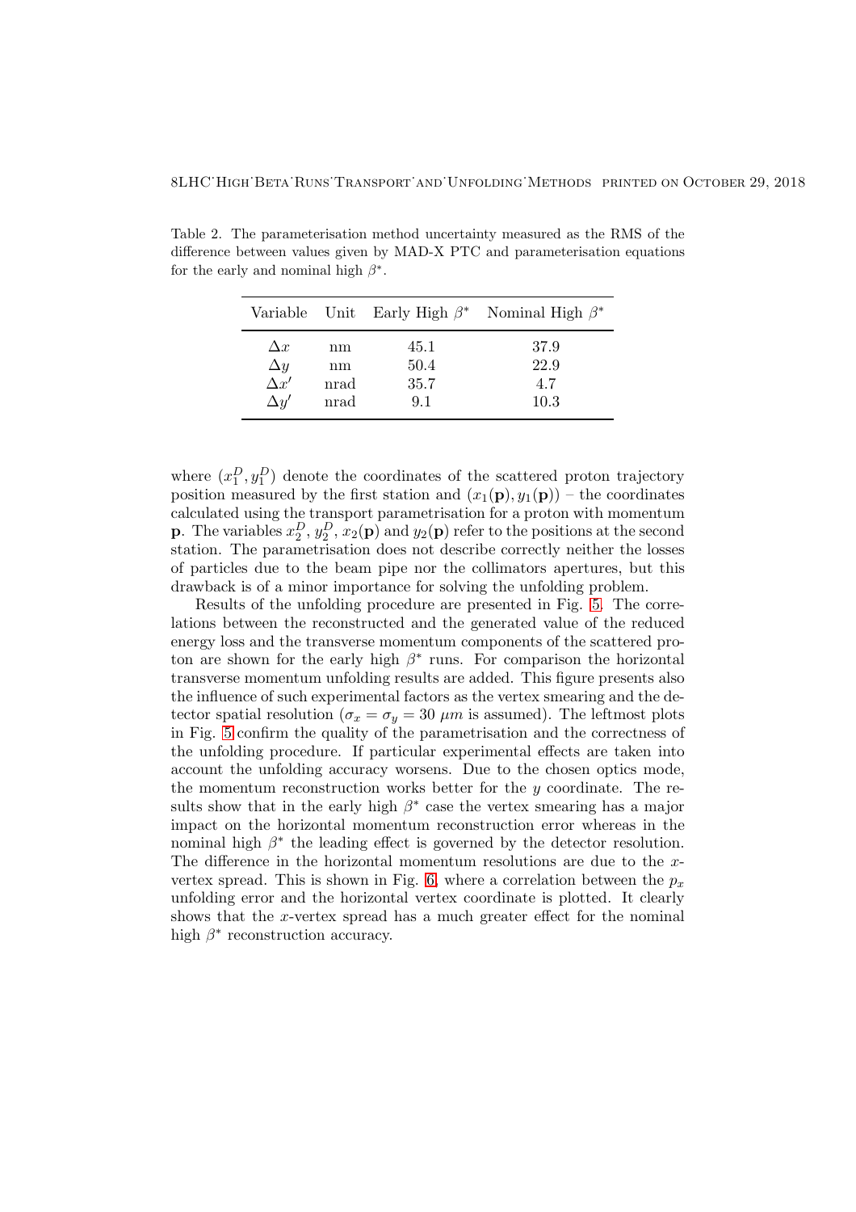Table 2. The parameterisation method uncertainty measured as the RMS of the difference between values given by MAD-X PTC and parameterisation equations for the early and nominal high $\beta^*$.

| Variable | Unit | Early High $\beta^*$ | Nominal High $\beta^*$ |
|---|---|---|---|
| $\Delta x$ | nm | 45.1 | 37.9 |
| $\Delta y$ | nm | 50.4 | 22.9 |
| $\Delta x'$ | nrad | 35.7 | 4.7 |
| $\Delta y'$ | nrad | 9.1 | 10.3 |

where $(x_1^D, y_1^D)$ denote the coordinates of the scattered proton trajectory position measured by the first station and $(x_1(\mathbf{p}), y_1(\mathbf{p}))$ – the coordinates calculated using the transport parametrisation for a proton with momentum $\mathbf{p}$. The variables $x_2^D$, $y_2^D$, $x_2(\mathbf{p})$ and $y_2(\mathbf{p})$ refer to the positions at the second station. The parametrisation does not describe correctly neither the losses of particles due to the beam pipe nor the collimators apertures, but this drawback is of a minor importance for solving the unfolding problem.

Results of the unfolding procedure are presented in Fig. 5. The correlations between the reconstructed and the generated value of the reduced energy loss and the transverse momentum components of the scattered proton are shown for the early high $\beta^*$ runs. For comparison the horizontal transverse momentum unfolding results are added. This figure presents also the influence of such experimental factors as the vertex smearing and the detector spatial resolution ($\sigma_x = \sigma_y = 30$ $\mu m$ is assumed). The leftmost plots in Fig. 5 confirm the quality of the parametrisation and the correctness of the unfolding procedure. If particular experimental effects are taken into account the unfolding accuracy worsens. Due to the chosen optics mode, the momentum reconstruction works better for the $y$ coordinate. The results show that in the early high $\beta^*$ case the vertex smearing has a major impact on the horizontal momentum reconstruction error whereas in the nominal high $\beta^*$ the leading effect is governed by the detector resolution. The difference in the horizontal momentum resolutions are due to the $x$-vertex spread. This is shown in Fig. 6, where a correlation between the $p_x$ unfolding error and the horizontal vertex coordinate is plotted. It clearly shows that the $x$-vertex spread has a much greater effect for the nominal high $\beta^*$ reconstruction accuracy.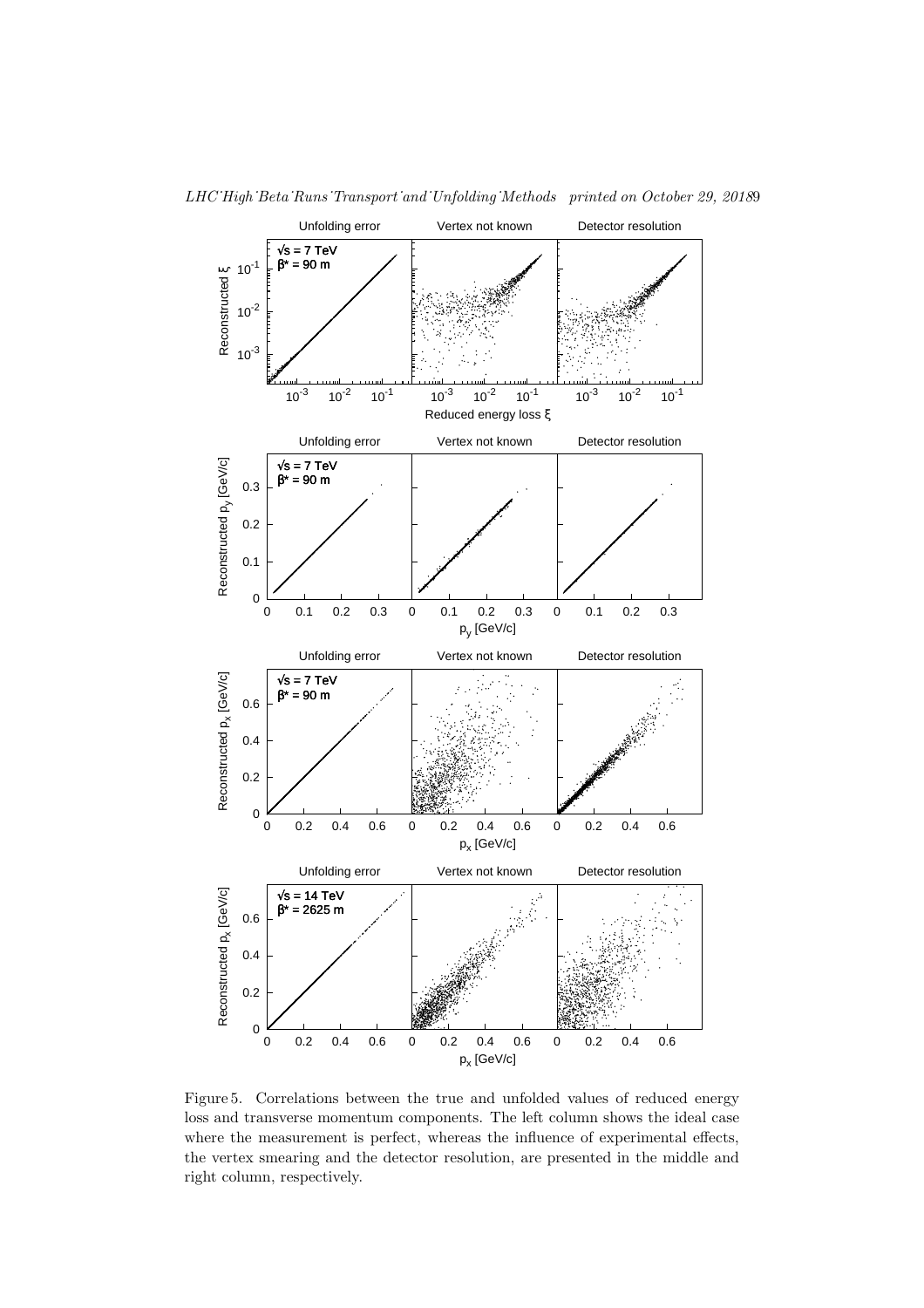Figure 5. Correlations between the true and unfolded values of reduced energy loss and transverse momentum components. The left column shows the ideal case where the measurement is perfect, whereas the influence of experimental effects, the vertex smearing and the detector resolution, are presented in the middle and right column, respectively.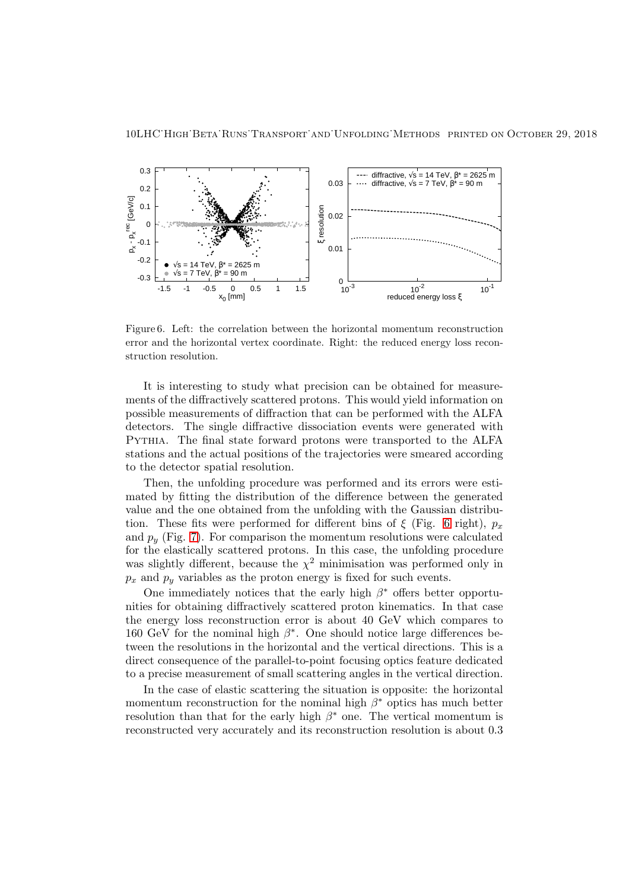Figure 6. Left: the correlation between the horizontal momentum reconstruction error and the horizontal vertex coordinate. Right: the reduced energy loss reconstruction resolution.

It is interesting to study what precision can be obtained for measurements of the diffractively scattered protons. This would yield information on possible measurements of diffraction that can be performed with the ALFA detectors. The single diffractive dissociation events were generated with Pythia. The final state forward protons were transported to the ALFA stations and the actual positions of the trajectories were smeared according to the detector spatial resolution.

Then, the unfolding procedure was performed and its errors were estimated by fitting the distribution of the difference between the generated value and the one obtained from the unfolding with the Gaussian distribution. These fits were performed for different bins of $\xi$ (Fig. 6 right), $p_x$ and $p_y$ (Fig. 7). For comparison the momentum resolutions were calculated for the elastically scattered protons. In this case, the unfolding procedure was slightly different, because the $\chi^2$ minimisation was performed only in $p_x$ and $p_y$ variables as the proton energy is fixed for such events.

One immediately notices that the early high $\beta^*$ offers better opportunities for obtaining diffractively scattered proton kinematics. In that case the energy loss reconstruction error is about 40 GeV which compares to 160 GeV for the nominal high $\beta^*$. One should notice large differences between the resolutions in the horizontal and the vertical directions. This is a direct consequence of the parallel-to-point focusing optics feature dedicated to a precise measurement of small scattering angles in the vertical direction.

In the case of elastic scattering the situation is opposite: the horizontal momentum reconstruction for the nominal high $\beta^*$ optics has much better resolution than that for the early high $\beta^*$ one. The vertical momentum is reconstructed very accurately and its reconstruction resolution is about 0.3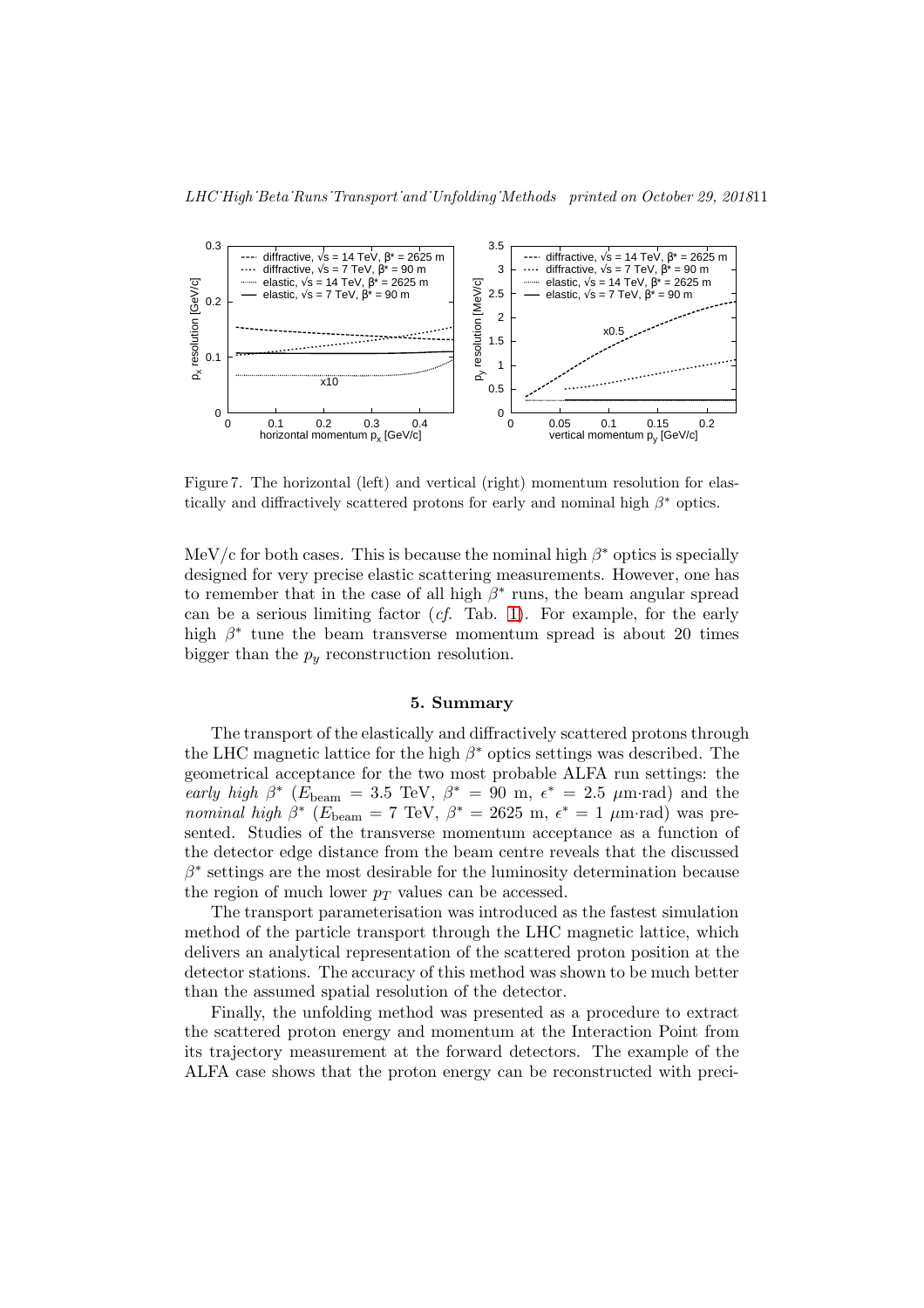Figure 7. The horizontal (left) and vertical (right) momentum resolution for elastically and diffractively scattered protons for early and nominal high $\beta^*$ optics.

MeV/c for both cases. This is because the nominal high $\beta^*$ optics is specially designed for very precise elastic scattering measurements. However, one has to remember that in the case of all high $\beta^*$ runs, the beam angular spread can be a serious limiting factor (*cf.* Tab. 1). For example, for the early high $\beta^*$ tune the beam transverse momentum spread is about 20 times bigger than the $p_y$ reconstruction resolution.

## 5. Summary

The transport of the elastically and diffractively scattered protons through the LHC magnetic lattice for the high $\beta^*$ optics settings was described. The geometrical acceptance for the two most probable ALFA run settings: the *early high* $\beta^*$ ($E_{\text{beam}} = 3.5$ TeV, $\beta^* = 90$ m, $\epsilon^* = 2.5$ $\mu$m·rad) and the *nominal high* $\beta^*$ ($E_{\text{beam}} = 7$ TeV, $\beta^* = 2625$ m, $\epsilon^* = 1$ $\mu$m·rad) was presented. Studies of the transverse momentum acceptance as a function of the detector edge distance from the beam centre reveals that the discussed $\beta^*$ settings are the most desirable for the luminosity determination because the region of much lower $p_T$ values can be accessed.

The transport parameterisation was introduced as the fastest simulation method of the particle transport through the LHC magnetic lattice, which delivers an analytical representation of the scattered proton position at the detector stations. The accuracy of this method was shown to be much better than the assumed spatial resolution of the detector.

Finally, the unfolding method was presented as a procedure to extract the scattered proton energy and momentum at the Interaction Point from its trajectory measurement at the forward detectors. The example of the ALFA case shows that the proton energy can be reconstructed with preci-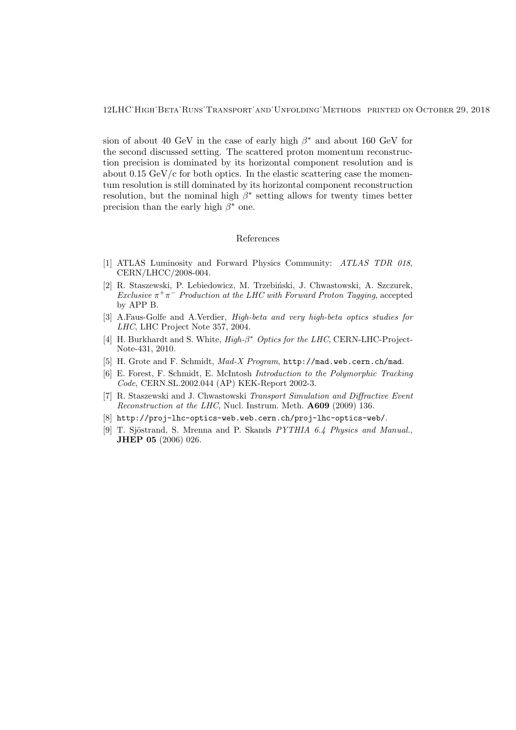sion of about 40 GeV in the case of early high $\beta^*$ and about 160 GeV for the second discussed setting. The scattered proton momentum reconstruction precision is dominated by its horizontal component resolution and is about 0.15 GeV/c for both optics. In the elastic scattering case the momentum resolution is still dominated by its horizontal component reconstruction resolution, but the nominal high $\beta^*$ setting allows for twenty times better precision than the early high $\beta^*$ one.

## References

[1] ATLAS Luminosity and Forward Physics Community: *ATLAS TDR 018*, CERN/LHCC/2008-004.

[2] R. Staszewski, P. Lebiedowicz, M. Trzebiński, J. Chwastowski, A. Szczurek, *Exclusive $\pi^+\pi^-$ Production at the LHC with Forward Proton Tagging*, accepted by APP B.

[3] A.Faus-Golfe and A.Verdier, *High-beta and very high-beta optics studies for LHC*, LHC Project Note 357, 2004.

[4] H. Burkhardt and S. White, *High-$\beta^*$ Optics for the LHC*, CERN-LHC-Project-Note-431, 2010.

[5] H. Grote and F. Schmidt, *Mad-X Program*, `http://mad.web.cern.ch/mad`.

[6] E. Forest, F. Schmidt, E. McIntosh *Introduction to the Polymorphic Tracking Code*, CERN.SL.2002.044 (AP) KEK-Report 2002-3.

[7] R. Staszewski and J. Chwastowski *Transport Simulation and Diffractive Event Reconstruction at the LHC*, Nucl. Instrum. Meth. **A609** (2009) 136.

[8] `http://proj-lhc-optics-web.web.cern.ch/proj-lhc-optics-web/`.

[9] T. Sjöstrand, S. Mrenna and P. Skands *PYTHIA 6.4 Physics and Manual.*, **JHEP 05** (2006) 026.